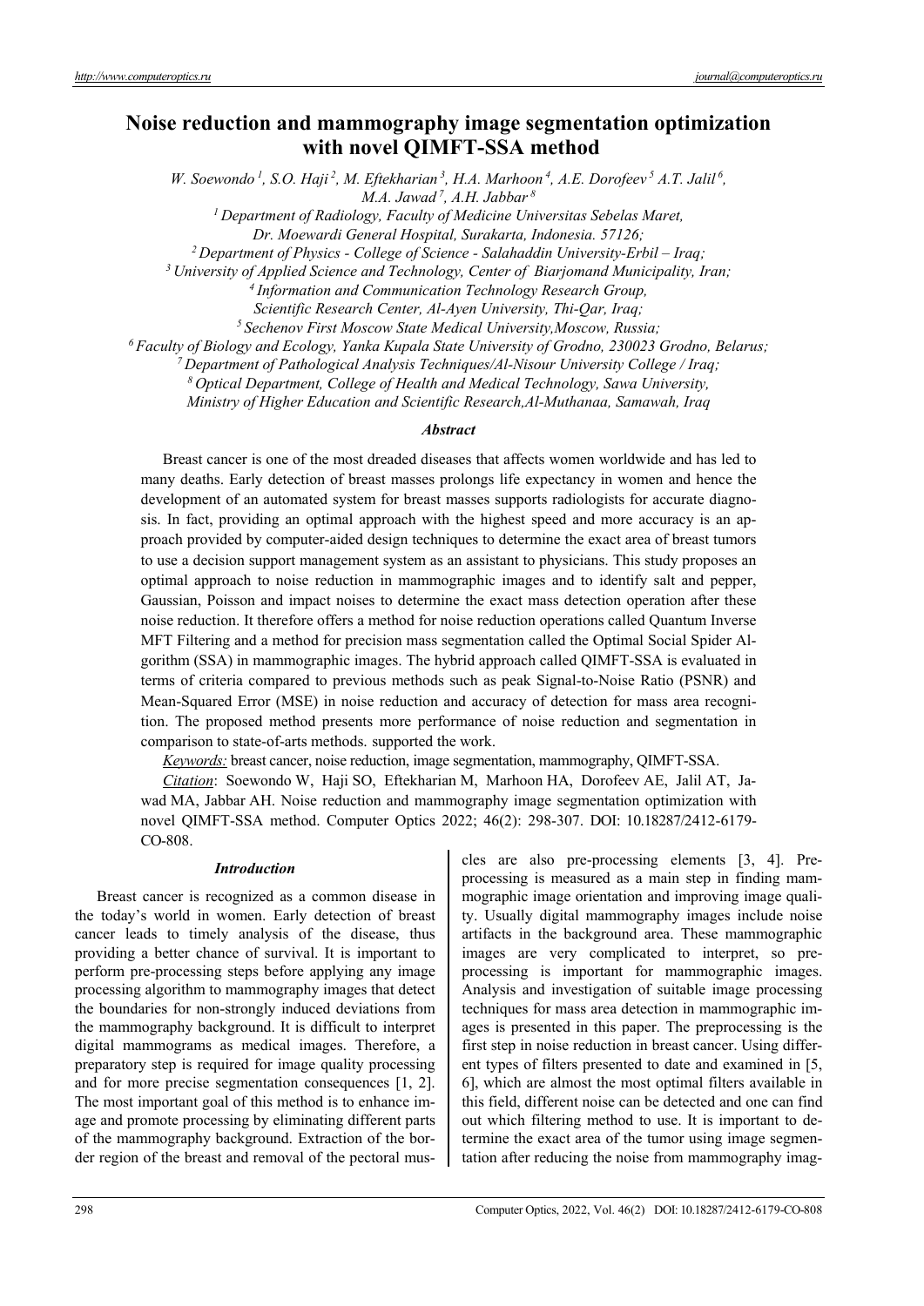# Noise reduction and mammography image segmentation optimization with novel QIMFT-SSA method

*W. Soewondo [1], S.O. Haji [2], M. Eftekharian [3], H.A. Marhoon [4], A.E. Dorofeev [5] A.T. Jalil [6], M.A. Jawad [7], A.H. Jabbar [8]*

*[1] Department of Radiology, Faculty of Medicine Universitas Sebelas Maret, Dr. Moewardi General Hospital, Surakarta, Indonesia. 57126;*
*[2] Department of Physics - College of Science - Salahaddin University-Erbil – Iraq;*
*[3] University of Applied Science and Technology, Center of Biarjomand Municipality, Iran;*
*[4] Information and Communication Technology Research Group, Scientific Research Center, Al-Ayen University, Thi-Qar, Iraq;*
*[5] Sechenov First Moscow State Medical University, Moscow, Russia;*
*[6] Faculty of Biology and Ecology, Yanka Kupala State University of Grodno, 230023 Grodno, Belarus;*
*[7] Department of Pathological Analysis Techniques/Al-Nisour University College / Iraq;*
*[8] Optical Department, College of Health and Medical Technology, Sawa University, Ministry of Higher Education and Scientific Research, Al-Muthanaa, Samawah, Iraq*

### *Abstract*

Breast cancer is one of the most dreaded diseases that affects women worldwide and has led to many deaths. Early detection of breast masses prolongs life expectancy in women and hence the development of an automated system for breast masses supports radiologists for accurate diagnosis. In fact, providing an optimal approach with the highest speed and more accuracy is an approach provided by computer-aided design techniques to determine the exact area of breast tumors to use a decision support management system as an assistant to physicians. This study proposes an optimal approach to noise reduction in mammographic images and to identify salt and pepper, Gaussian, Poisson and impact noises to determine the exact mass detection operation after these noise reduction. It therefore offers a method for noise reduction operations called Quantum Inverse MFT Filtering and a method for precision mass segmentation called the Optimal Social Spider Algorithm (SSA) in mammographic images. The hybrid approach called QIMFT-SSA is evaluated in terms of criteria compared to previous methods such as peak Signal-to-Noise Ratio (PSNR) and Mean-Squared Error (MSE) in noise reduction and accuracy of detection for mass area recognition. The proposed method presents more performance of noise reduction and segmentation in comparison to state-of-arts methods. supported the work.

*Keywords:* breast cancer, noise reduction, image segmentation, mammography, QIMFT-SSA.

*Citation*: Soewondo W, Haji SO, Eftekharian M, Marhoon HA, Dorofeev AE, Jalil AT, Jawad MA, Jabbar AH. Noise reduction and mammography image segmentation optimization with novel QIMFT-SSA method. Computer Optics 2022; 46(2): 298-307. DOI: 10.18287/2412-6179-CO-808.

## *Introduction*

Breast cancer is recognized as a common disease in the today's world in women. Early detection of breast cancer leads to timely analysis of the disease, thus providing a better chance of survival. It is important to perform pre-processing steps before applying any image processing algorithm to mammography images that detect the boundaries for non-strongly induced deviations from the mammography background. It is difficult to interpret digital mammograms as medical images. Therefore, a preparatory step is required for image quality processing and for more precise segmentation consequences [1, 2]. The most important goal of this method is to enhance image and promote processing by eliminating different parts of the mammography background. Extraction of the border region of the breast and removal of the pectoral muscles are also pre-processing elements [3, 4]. Preprocessing is measured as a main step in finding mammographic image orientation and improving image quality. Usually digital mammography images include noise artifacts in the background area. These mammographic images are very complicated to interpret, so preprocessing is important for mammographic images. Analysis and investigation of suitable image processing techniques for mass area detection in mammographic images is presented in this paper. The preprocessing is the first step in noise reduction in breast cancer. Using different types of filters presented to date and examined in [5, 6], which are almost the most optimal filters available in this field, different noise can be detected and one can find out which filtering method to use. It is important to determine the exact area of the tumor using image segmentation after reducing the noise from mammography imag-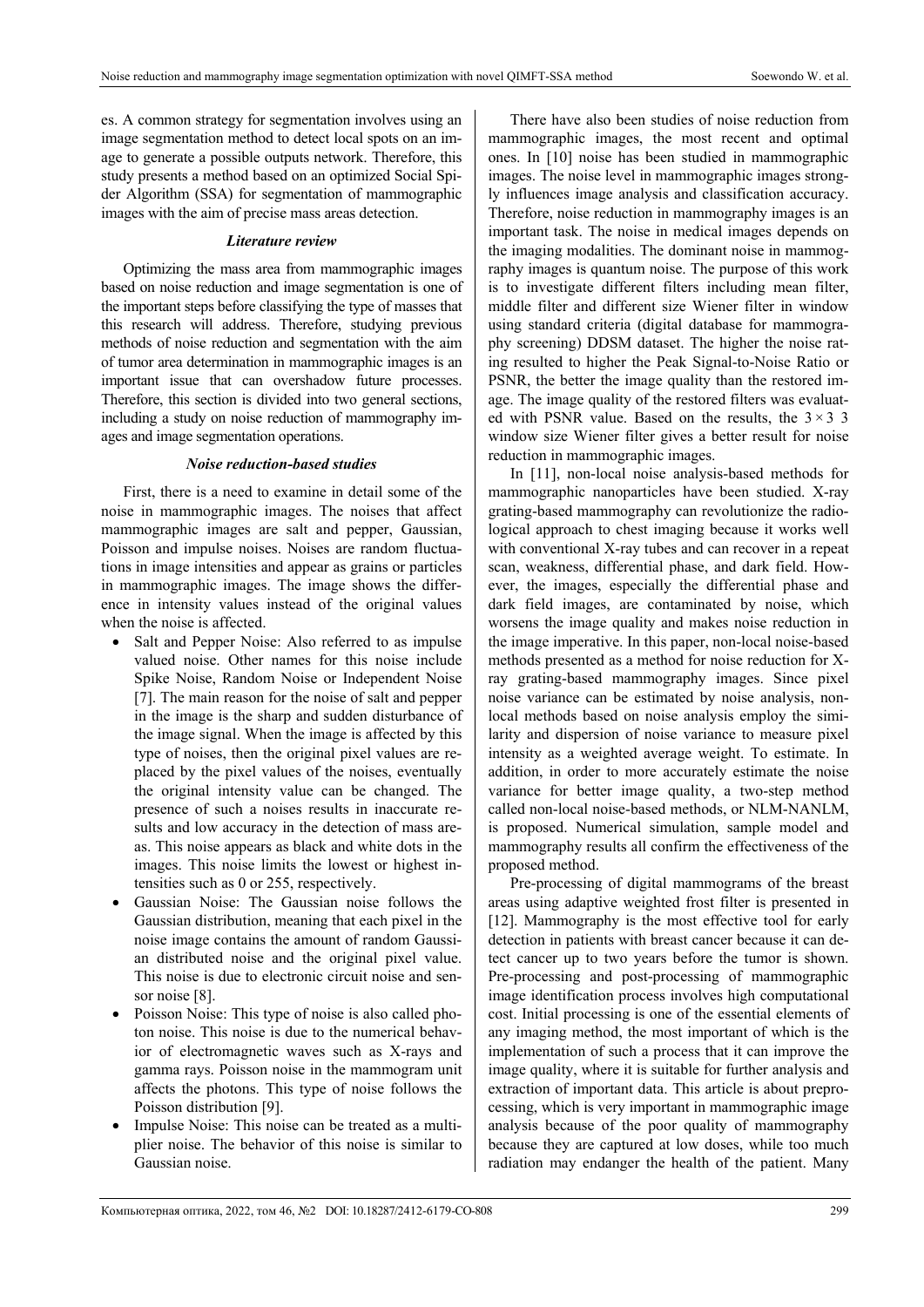es. A common strategy for segmentation involves using an image segmentation method to detect local spots on an image to generate a possible outputs network. Therefore, this study presents a method based on an optimized Social Spider Algorithm (SSA) for segmentation of mammographic images with the aim of precise mass areas detection.

### *Literature review*

Optimizing the mass area from mammographic images based on noise reduction and image segmentation is one of the important steps before classifying the type of masses that this research will address. Therefore, studying previous methods of noise reduction and segmentation with the aim of tumor area determination in mammographic images is an important issue that can overshadow future processes. Therefore, this section is divided into two general sections, including a study on noise reduction of mammography images and image segmentation operations.

### *Noise reduction-based studies*

First, there is a need to examine in detail some of the noise in mammographic images. The noises that affect mammographic images are salt and pepper, Gaussian, Poisson and impulse noises. Noises are random fluctuations in image intensities and appear as grains or particles in mammographic images. The image shows the difference in intensity values instead of the original values when the noise is affected.

- Salt and Pepper Noise: Also referred to as impulse valued noise. Other names for this noise include Spike Noise, Random Noise or Independent Noise [7]. The main reason for the noise of salt and pepper in the image is the sharp and sudden disturbance of the image signal. When the image is affected by this type of noises, then the original pixel values are replaced by the pixel values of the noises, eventually the original intensity value can be changed. The presence of such a noises results in inaccurate results and low accuracy in the detection of mass areas. This noise appears as black and white dots in the images. This noise limits the lowest or highest intensities such as 0 or 255, respectively.
- Gaussian Noise: The Gaussian noise follows the Gaussian distribution, meaning that each pixel in the noise image contains the amount of random Gaussian distributed noise and the original pixel value. This noise is due to electronic circuit noise and sensor noise [8].
- Poisson Noise: This type of noise is also called photon noise. This noise is due to the numerical behavior of electromagnetic waves such as X-rays and gamma rays. Poisson noise in the mammogram unit affects the photons. This type of noise follows the Poisson distribution [9].
- Impulse Noise: This noise can be treated as a multiplier noise. The behavior of this noise is similar to Gaussian noise.

There have also been studies of noise reduction from mammographic images, the most recent and optimal ones. In [10] noise has been studied in mammographic images. The noise level in mammographic images strongly influences image analysis and classification accuracy. Therefore, noise reduction in mammography images is an important task. The noise in medical images depends on the imaging modalities. The dominant noise in mammography images is quantum noise. The purpose of this work is to investigate different filters including mean filter, middle filter and different size Wiener filter in window using standard criteria (digital database for mammography screening) DDSM dataset. The higher the noise rating resulted to higher the Peak Signal-to-Noise Ratio or PSNR, the better the image quality than the restored image. The image quality of the restored filters was evaluated with PSNR value. Based on the results, the $3 \times 3$ 3 window size Wiener filter gives a better result for noise reduction in mammographic images.

In [11], non-local noise analysis-based methods for mammographic nanoparticles have been studied. X-ray grating-based mammography can revolutionize the radiological approach to chest imaging because it works well with conventional X-ray tubes and can recover in a repeat scan, weakness, differential phase, and dark field. However, the images, especially the differential phase and dark field images, are contaminated by noise, which worsens the image quality and makes noise reduction in the image imperative. In this paper, non-local noise-based methods presented as a method for noise reduction for X-ray grating-based mammography images. Since pixel noise variance can be estimated by noise analysis, non-local methods based on noise analysis employ the similarity and dispersion of noise variance to measure pixel intensity as a weighted average weight. To estimate. In addition, in order to more accurately estimate the noise variance for better image quality, a two-step method called non-local noise-based methods, or NLM-NANLM, is proposed. Numerical simulation, sample model and mammography results all confirm the effectiveness of the proposed method.

Pre-processing of digital mammograms of the breast areas using adaptive weighted frost filter is presented in [12]. Mammography is the most effective tool for early detection in patients with breast cancer because it can detect cancer up to two years before the tumor is shown. Pre-processing and post-processing of mammographic image identification process involves high computational cost. Initial processing is one of the essential elements of any imaging method, the most important of which is the implementation of such a process that it can improve the image quality, where it is suitable for further analysis and extraction of important data. This article is about preprocessing, which is very important in mammographic image analysis because of the poor quality of mammography because they are captured at low doses, while too much radiation may endanger the health of the patient. Many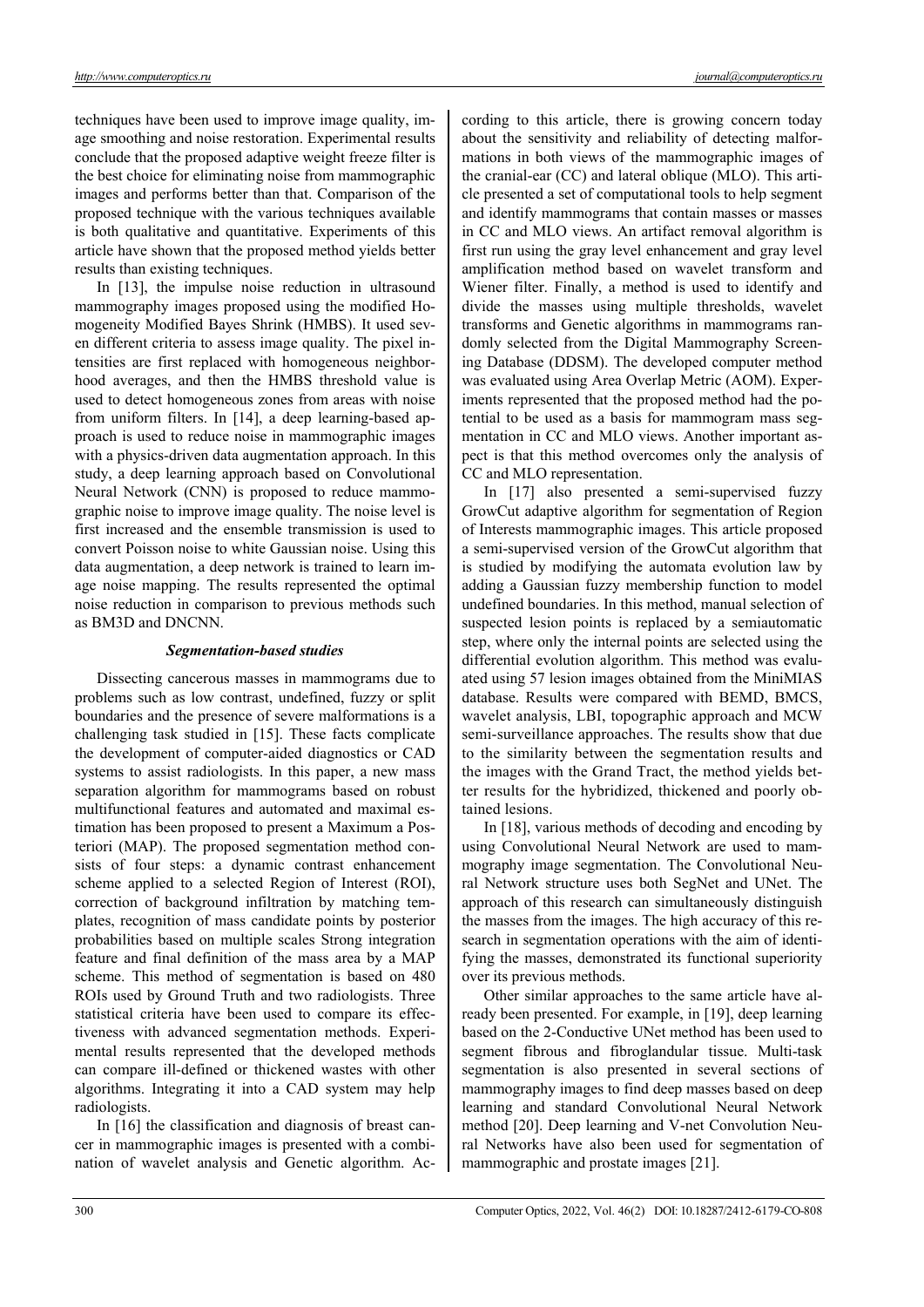techniques have been used to improve image quality, image smoothing and noise restoration. Experimental results conclude that the proposed adaptive weight freeze filter is the best choice for eliminating noise from mammographic images and performs better than that. Comparison of the proposed technique with the various techniques available is both qualitative and quantitative. Experiments of this article have shown that the proposed method yields better results than existing techniques.

In [13], the impulse noise reduction in ultrasound mammography images proposed using the modified Homogeneity Modified Bayes Shrink (HMBS). It used seven different criteria to assess image quality. The pixel intensities are first replaced with homogeneous neighborhood averages, and then the HMBS threshold value is used to detect homogeneous zones from areas with noise from uniform filters. In [14], a deep learning-based approach is used to reduce noise in mammographic images with a physics-driven data augmentation approach. In this study, a deep learning approach based on Convolutional Neural Network (CNN) is proposed to reduce mammographic noise to improve image quality. The noise level is first increased and the ensemble transmission is used to convert Poisson noise to white Gaussian noise. Using this data augmentation, a deep network is trained to learn image noise mapping. The results represented the optimal noise reduction in comparison to previous methods such as BM3D and DNCNN.

### *Segmentation-based studies*

Dissecting cancerous masses in mammograms due to problems such as low contrast, undefined, fuzzy or split boundaries and the presence of severe malformations is a challenging task studied in [15]. These facts complicate the development of computer-aided diagnostics or CAD systems to assist radiologists. In this paper, a new mass separation algorithm for mammograms based on robust multifunctional features and automated and maximal estimation has been proposed to present a Maximum a Posteriori (MAP). The proposed segmentation method consists of four steps: a dynamic contrast enhancement scheme applied to a selected Region of Interest (ROI), correction of background infiltration by matching templates, recognition of mass candidate points by posterior probabilities based on multiple scales Strong integration feature and final definition of the mass area by a MAP scheme. This method of segmentation is based on 480 ROIs used by Ground Truth and two radiologists. Three statistical criteria have been used to compare its effectiveness with advanced segmentation methods. Experimental results represented that the developed methods can compare ill-defined or thickened wastes with other algorithms. Integrating it into a CAD system may help radiologists.

In [16] the classification and diagnosis of breast cancer in mammographic images is presented with a combination of wavelet analysis and Genetic algorithm. According to this article, there is growing concern today about the sensitivity and reliability of detecting malformations in both views of the mammographic images of the cranial-ear (CC) and lateral oblique (MLO). This article presented a set of computational tools to help segment and identify mammograms that contain masses or masses in CC and MLO views. An artifact removal algorithm is first run using the gray level enhancement and gray level amplification method based on wavelet transform and Wiener filter. Finally, a method is used to identify and divide the masses using multiple thresholds, wavelet transforms and Genetic algorithms in mammograms randomly selected from the Digital Mammography Screening Database (DDSM). The developed computer method was evaluated using Area Overlap Metric (AOM). Experiments represented that the proposed method had the potential to be used as a basis for mammogram mass segmentation in CC and MLO views. Another important aspect is that this method overcomes only the analysis of CC and MLO representation.

In [17] also presented a semi-supervised fuzzy GrowCut adaptive algorithm for segmentation of Region of Interests mammographic images. This article proposed a semi-supervised version of the GrowCut algorithm that is studied by modifying the automata evolution law by adding a Gaussian fuzzy membership function to model undefined boundaries. In this method, manual selection of suspected lesion points is replaced by a semiautomatic step, where only the internal points are selected using the differential evolution algorithm. This method was evaluated using 57 lesion images obtained from the MiniMIAS database. Results were compared with BEMD, BMCS, wavelet analysis, LBI, topographic approach and MCW semi-surveillance approaches. The results show that due to the similarity between the segmentation results and the images with the Grand Tract, the method yields better results for the hybridized, thickened and poorly obtained lesions.

In [18], various methods of decoding and encoding by using Convolutional Neural Network are used to mammography image segmentation. The Convolutional Neural Network structure uses both SegNet and UNet. The approach of this research can simultaneously distinguish the masses from the images. The high accuracy of this research in segmentation operations with the aim of identifying the masses, demonstrated its functional superiority over its previous methods.

Other similar approaches to the same article have already been presented. For example, in [19], deep learning based on the 2-Conductive UNet method has been used to segment fibrous and fibroglandular tissue. Multi-task segmentation is also presented in several sections of mammography images to find deep masses based on deep learning and standard Convolutional Neural Network method [20]. Deep learning and V-net Convolution Neural Networks have also been used for segmentation of mammographic and prostate images [21].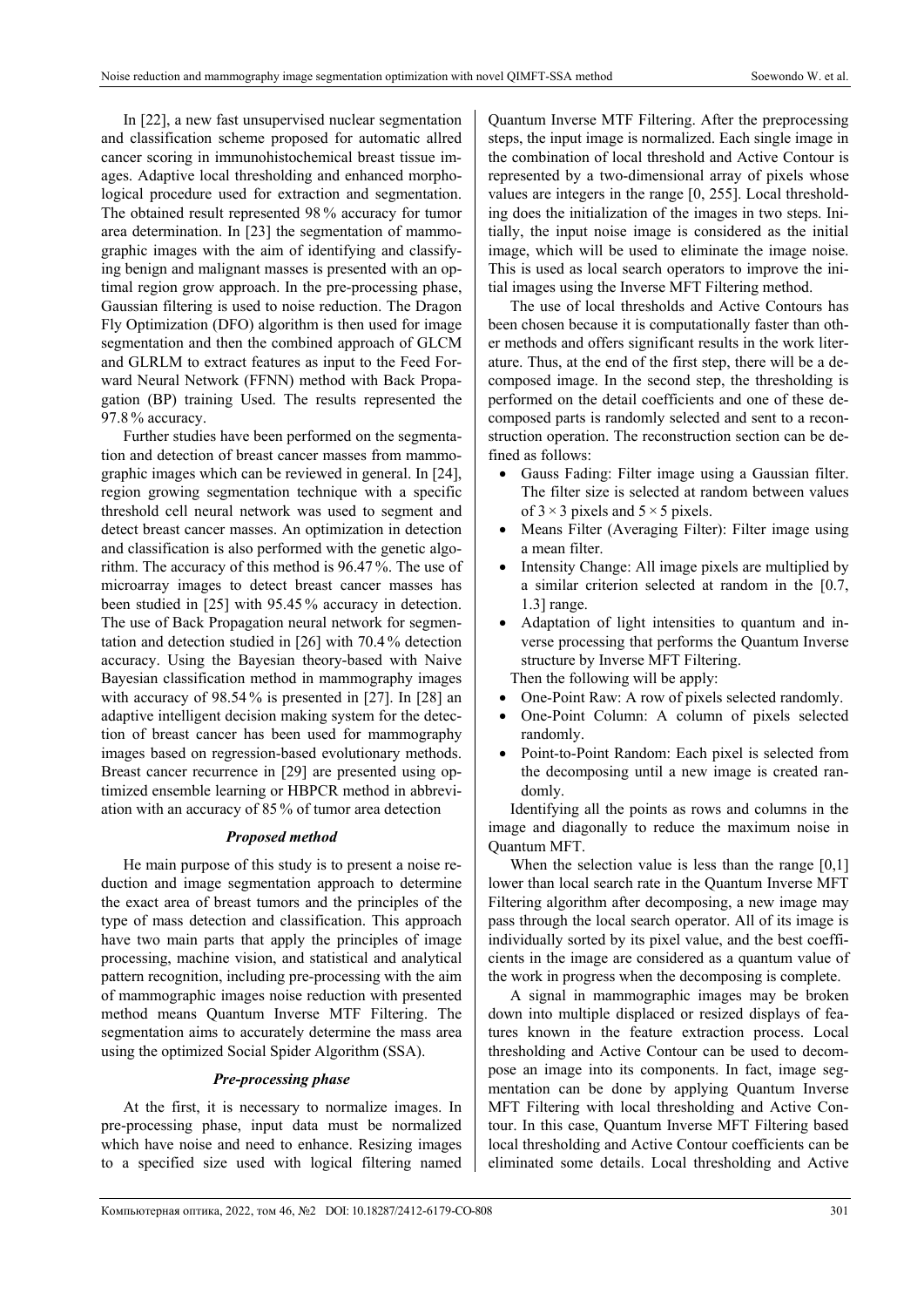In [22], a new fast unsupervised nuclear segmentation and classification scheme proposed for automatic allred cancer scoring in immunohistochemical breast tissue images. Adaptive local thresholding and enhanced morphological procedure used for extraction and segmentation. The obtained result represented 98 % accuracy for tumor area determination. In [23] the segmentation of mammographic images with the aim of identifying and classifying benign and malignant masses is presented with an optimal region grow approach. In the pre-processing phase, Gaussian filtering is used to noise reduction. The Dragon Fly Optimization (DFO) algorithm is then used for image segmentation and then the combined approach of GLCM and GLRLM to extract features as input to the Feed Forward Neural Network (FFNN) method with Back Propagation (BP) training Used. The results represented the 97.8 % accuracy.

Further studies have been performed on the segmentation and detection of breast cancer masses from mammographic images which can be reviewed in general. In [24], region growing segmentation technique with a specific threshold cell neural network was used to segment and detect breast cancer masses. An optimization in detection and classification is also performed with the genetic algorithm. The accuracy of this method is 96.47 %. The use of microarray images to detect breast cancer masses has been studied in [25] with 95.45 % accuracy in detection. The use of Back Propagation neural network for segmentation and detection studied in [26] with 70.4 % detection accuracy. Using the Bayesian theory-based with Naive Bayesian classification method in mammography images with accuracy of 98.54 % is presented in [27]. In [28] an adaptive intelligent decision making system for the detection of breast cancer has been used for mammography images based on regression-based evolutionary methods. Breast cancer recurrence in [29] are presented using optimized ensemble learning or HBPCR method in abbreviation with an accuracy of 85 % of tumor area detection

### *Proposed method*

He main purpose of this study is to present a noise reduction and image segmentation approach to determine the exact area of breast tumors and the principles of the type of mass detection and classification. This approach have two main parts that apply the principles of image processing, machine vision, and statistical and analytical pattern recognition, including pre-processing with the aim of mammographic images noise reduction with presented method means Quantum Inverse MTF Filtering. The segmentation aims to accurately determine the mass area using the optimized Social Spider Algorithm (SSA).

### *Pre-processing phase*

At the first, it is necessary to normalize images. In pre-processing phase, input data must be normalized which have noise and need to enhance. Resizing images to a specified size used with logical filtering named Quantum Inverse MTF Filtering. After the preprocessing steps, the input image is normalized. Each single image in the combination of local threshold and Active Contour is represented by a two-dimensional array of pixels whose values are integers in the range [0, 255]. Local thresholding does the initialization of the images in two steps. Initially, the input noise image is considered as the initial image, which will be used to eliminate the image noise. This is used as local search operators to improve the initial images using the Inverse MFT Filtering method.

The use of local thresholds and Active Contours has been chosen because it is computationally faster than other methods and offers significant results in the work literature. Thus, at the end of the first step, there will be a decomposed image. In the second step, the thresholding is performed on the detail coefficients and one of these decomposed parts is randomly selected and sent to a reconstruction operation. The reconstruction section can be defined as follows:

- Gauss Fading: Filter image using a Gaussian filter. The filter size is selected at random between values of $3 \times 3$ pixels and $5 \times 5$ pixels.
- Means Filter (Averaging Filter): Filter image using a mean filter.
- Intensity Change: All image pixels are multiplied by a similar criterion selected at random in the [0.7, 1.3] range.
- Adaptation of light intensities to quantum and inverse processing that performs the Quantum Inverse structure by Inverse MFT Filtering.

Then the following will be apply:

- One-Point Raw: A row of pixels selected randomly.
- One-Point Column: A column of pixels selected randomly.
- Point-to-Point Random: Each pixel is selected from the decomposing until a new image is created randomly.

Identifying all the points as rows and columns in the image and diagonally to reduce the maximum noise in Quantum MFT.

When the selection value is less than the range [0,1] lower than local search rate in the Quantum Inverse MFT Filtering algorithm after decomposing, a new image may pass through the local search operator. All of its image is individually sorted by its pixel value, and the best coefficients in the image are considered as a quantum value of the work in progress when the decomposing is complete.

A signal in mammographic images may be broken down into multiple displaced or resized displays of features known in the feature extraction process. Local thresholding and Active Contour can be used to decompose an image into its components. In fact, image segmentation can be done by applying Quantum Inverse MFT Filtering with local thresholding and Active Contour. In this case, Quantum Inverse MFT Filtering based local thresholding and Active Contour coefficients can be eliminated some details. Local thresholding and Active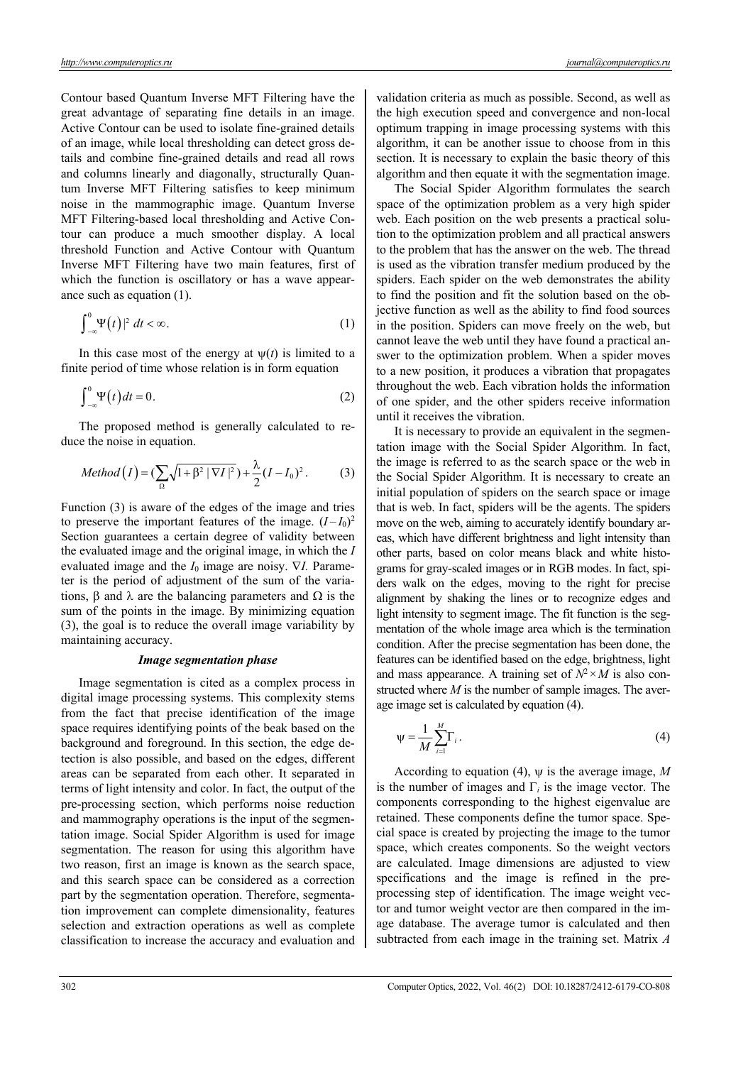Contour based Quantum Inverse MFT Filtering have the great advantage of separating fine details in an image. Active Contour can be used to isolate fine-grained details of an image, while local thresholding can detect gross details and combine fine-grained details and read all rows and columns linearly and diagonally, structurally Quantum Inverse MFT Filtering satisfies to keep minimum noise in the mammographic image. Quantum Inverse MFT Filtering-based local thresholding and Active Contour can produce a much smoother display. A local threshold Function and Active Contour with Quantum Inverse MFT Filtering have two main features, first of which the function is oscillatory or has a wave appearance such as equation (1).

$$\int_{-\infty}^{0} \Psi(t) |^2 \, dt < \infty. \tag{1}$$

In this case most of the energy at $\psi(t)$ is limited to a finite period of time whose relation is in form equation

$$\int_{-\infty}^{0} \Psi(t) dt = 0. \tag{2}$$

The proposed method is generally calculated to reduce the noise in equation.

$$Method(I) = (\sum_{\Omega} \sqrt{1 + \beta^2 |\nabla I|^2}) + \frac{\lambda}{2}(I - I_0)^2. \tag{3}$$

Function (3) is aware of the edges of the image and tries to preserve the important features of the image. $(I-I_0)^2$ Section guarantees a certain degree of validity between the evaluated image and the original image, in which the $I$ evaluated image and the $I_0$ image are noisy. $\nabla I$. Parameter is the period of adjustment of the sum of the variations, $\beta$ and $\lambda$ are the balancing parameters and $\Omega$ is the sum of the points in the image. By minimizing equation (3), the goal is to reduce the overall image variability by maintaining accuracy.

### *Image segmentation phase*

Image segmentation is cited as a complex process in digital image processing systems. This complexity stems from the fact that precise identification of the image space requires identifying points of the beak based on the background and foreground. In this section, the edge detection is also possible, and based on the edges, different areas can be separated from each other. It separated in terms of light intensity and color. In fact, the output of the pre-processing section, which performs noise reduction and mammography operations is the input of the segmentation image. Social Spider Algorithm is used for image segmentation. The reason for using this algorithm have two reason, first an image is known as the search space, and this search space can be considered as a correction part by the segmentation operation. Therefore, segmentation improvement can complete dimensionality, features selection and extraction operations as well as complete classification to increase the accuracy and evaluation and validation criteria as much as possible. Second, as well as the high execution speed and convergence and non-local optimum trapping in image processing systems with this algorithm, it can be another issue to choose from in this section. It is necessary to explain the basic theory of this algorithm and then equate it with the segmentation image.

The Social Spider Algorithm formulates the search space of the optimization problem as a very high spider web. Each position on the web presents a practical solution to the optimization problem and all practical answers to the problem that has the answer on the web. The thread is used as the vibration transfer medium produced by the spiders. Each spider on the web demonstrates the ability to find the position and fit the solution based on the objective function as well as the ability to find food sources in the position. Spiders can move freely on the web, but cannot leave the web until they have found a practical answer to the optimization problem. When a spider moves to a new position, it produces a vibration that propagates throughout the web. Each vibration holds the information of one spider, and the other spiders receive information until it receives the vibration.

It is necessary to provide an equivalent in the segmentation image with the Social Spider Algorithm. In fact, the image is referred to as the search space or the web in the Social Spider Algorithm. It is necessary to create an initial population of spiders on the search space or image that is web. In fact, spiders will be the agents. The spiders move on the web, aiming to accurately identify boundary areas, which have different brightness and light intensity than other parts, based on color means black and white histograms for gray-scaled images or in RGB modes. In fact, spiders walk on the edges, moving to the right for precise alignment by shaking the lines or to recognize edges and light intensity to segment image. The fit function is the segmentation of the whole image area which is the termination condition. After the precise segmentation has been done, the features can be identified based on the edge, brightness, light and mass appearance. A training set of $N^2 \times M$ is also constructed where $M$ is the number of sample images. The average image set is calculated by equation (4).

$$\psi = \frac{1}{M} \sum_{i=1}^{M} \Gamma_i. \tag{4}$$

According to equation (4), $\psi$ is the average image, $M$ is the number of images and $\Gamma_i$ is the image vector. The components corresponding to the highest eigenvalue are retained. These components define the tumor space. Special space is created by projecting the image to the tumor space, which creates components. So the weight vectors are calculated. Image dimensions are adjusted to view specifications and the image is refined in the preprocessing step of identification. The image weight vector and tumor weight vector are then compared in the image database. The average tumor is calculated and then subtracted from each image in the training set. Matrix $A$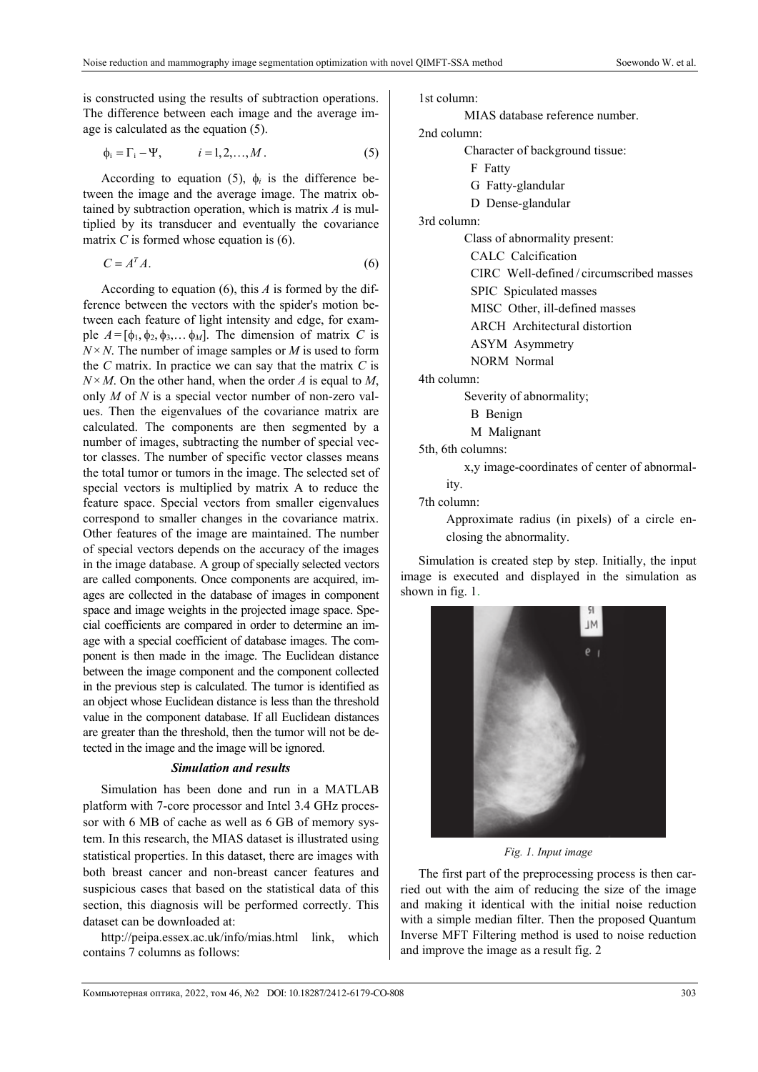is constructed using the results of subtraction operations. The difference between each image and the average image is calculated as the equation (5).

$$\phi_i = \Gamma_i - \Psi, \qquad i = 1, 2, \ldots, M. \tag{5}$$

According to equation (5), $\phi_i$ is the difference between the image and the average image. The matrix obtained by subtraction operation, which is matrix $A$ is multiplied by its transducer and eventually the covariance matrix $C$ is formed whose equation is (6).

$$C = A^T A. \tag{6}$$

According to equation (6), this $A$ is formed by the difference between the vectors with the spider's motion between each feature of light intensity and edge, for example $A = [\phi_1, \phi_2, \phi_3, \ldots \phi_M]$. The dimension of matrix $C$ is $N \times N$. The number of image samples or $M$ is used to form the $C$ matrix. In practice we can say that the matrix $C$ is $N \times M$. On the other hand, when the order $A$ is equal to $M$, only $M$ of $N$ is a special vector number of non-zero values. Then the eigenvalues of the covariance matrix are calculated. The components are then segmented by a number of images, subtracting the number of special vector classes. The number of specific vector classes means the total tumor or tumors in the image. The selected set of special vectors is multiplied by matrix A to reduce the feature space. Special vectors from smaller eigenvalues correspond to smaller changes in the covariance matrix. Other features of the image are maintained. The number of special vectors depends on the accuracy of the images in the image database. A group of specially selected vectors are called components. Once components are acquired, images are collected in the database of images in component space and image weights in the projected image space. Special coefficients are compared in order to determine an image with a special coefficient of database images. The component is then made in the image. The Euclidean distance between the image component and the component collected in the previous step is calculated. The tumor is identified as an object whose Euclidean distance is less than the threshold value in the component database. If all Euclidean distances are greater than the threshold, then the tumor will not be detected in the image and the image will be ignored.

### *Simulation and results*

Simulation has been done and run in a MATLAB platform with 7-core processor and Intel 3.4 GHz processor with 6 MB of cache as well as 6 GB of memory system. In this research, the MIAS dataset is illustrated using statistical properties. In this dataset, there are images with both breast cancer and non-breast cancer features and suspicious cases that based on the statistical data of this section, this diagnosis will be performed correctly. This dataset can be downloaded at:

http://peipa.essex.ac.uk/info/mias.html link, which contains 7 columns as follows:

1st column:
 MIAS database reference number.

2nd column:
 Character of background tissue:
 - F Fatty
 - G Fatty-glandular
 - D Dense-glandular

3rd column:
 Class of abnormality present:
 - CALC Calcification
 - CIRC Well-defined / circumscribed masses
 - SPIC Spiculated masses
 - MISC Other, ill-defined masses
 - ARCH Architectural distortion
 - ASYM Asymmetry
 - NORM Normal

4th column:
 Severity of abnormality;
 - B Benign
 - M Malignant

5th, 6th columns:
 x,y image-coordinates of center of abnormality.

7th column:
 Approximate radius (in pixels) of a circle enclosing the abnormality.

Simulation is created step by step. Initially, the input image is executed and displayed in the simulation as shown in fig. 1.

*Fig. 1. Input image*

The first part of the preprocessing process is then carried out with the aim of reducing the size of the image and making it identical with the initial noise reduction with a simple median filter. Then the proposed Quantum Inverse MFT Filtering method is used to noise reduction and improve the image as a result fig. 2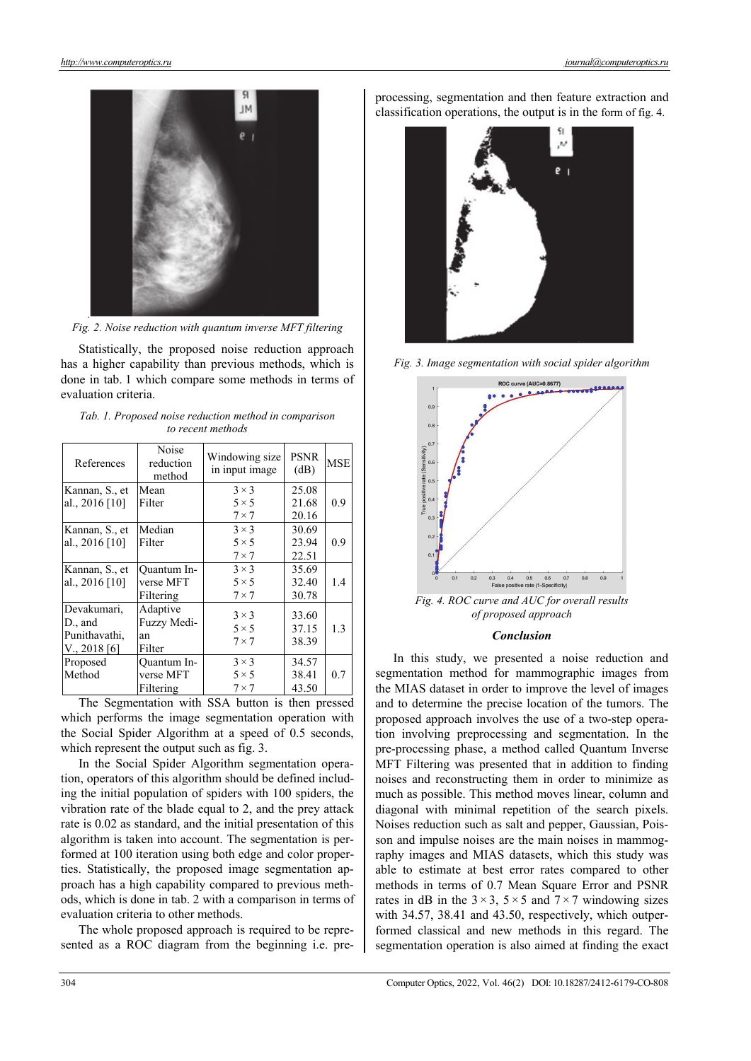Fig. 2. Noise reduction with quantum inverse MFT filtering

Statistically, the proposed noise reduction approach has a higher capability than previous methods, which is done in tab. 1 which compare some methods in terms of evaluation criteria.

*Tab. 1. Proposed noise reduction method in comparison to recent methods*

| References | Noise reduction method | Windowing size in input image | PSNR (dB) | MSE |
|---|---|---|---|---|
| Kannan, S., et al., 2016 [10] | Mean Filter | $3 \times 3$<br>$5 \times 5$<br>$7 \times 7$ | 25.08<br>21.68<br>20.16 | 0.9 |
| Kannan, S., et al., 2016 [10] | Median Filter | $3 \times 3$<br>$5 \times 5$<br>$7 \times 7$ | 30.69<br>23.94<br>22.51 | 0.9 |
| Kannan, S., et al., 2016 [10] | Quantum Inverse MFT Filtering | $3 \times 3$<br>$5 \times 5$<br>$7 \times 7$ | 35.69<br>32.40<br>30.78 | 1.4 |
| Devakumari, D., and Punithavathi, V., 2018 [6] | Adaptive Fuzzy Median Filter | $3 \times 3$<br>$5 \times 5$<br>$7 \times 7$ | 33.60<br>37.15<br>38.39 | 1.3 |
| Proposed Method | Quantum Inverse MFT Filtering | $3 \times 3$<br>$5 \times 5$<br>$7 \times 7$ | 34.57<br>38.41<br>43.50 | 0.7 |

The Segmentation with SSA button is then pressed which performs the image segmentation operation with the Social Spider Algorithm at a speed of 0.5 seconds, which represent the output such as fig. 3.

In the Social Spider Algorithm segmentation operation, operators of this algorithm should be defined including the initial population of spiders with 100 spiders, the vibration rate of the blade equal to 2, and the prey attack rate is 0.02 as standard, and the initial presentation of this algorithm is taken into account. The segmentation is performed at 100 iteration using both edge and color properties. Statistically, the proposed image segmentation approach has a high capability compared to previous methods, which is done in tab. 2 with a comparison in terms of evaluation criteria to other methods.

The whole proposed approach is required to be represented as a ROC diagram from the beginning i.e. preprocessing, segmentation and then feature extraction and classification operations, the output is in the form of fig. 4.

Fig. 3. Image segmentation with social spider algorithm

Fig. 4. ROC curve and AUC for overall results of proposed approach

## Conclusion

In this study, we presented a noise reduction and segmentation method for mammographic images from the MIAS dataset in order to improve the level of images and to determine the precise location of the tumors. The proposed approach involves the use of a two-step operation involving preprocessing and segmentation. In the pre-processing phase, a method called Quantum Inverse MFT Filtering was presented that in addition to finding noises and reconstructing them in order to minimize as much as possible. This method moves linear, column and diagonal with minimal repetition of the search pixels. Noises reduction such as salt and pepper, Gaussian, Poisson and impulse noises are the main noises in mammography images and MIAS datasets, which this study was able to estimate at best error rates compared to other methods in terms of 0.7 Mean Square Error and PSNR rates in dB in the $3 \times 3$, $5 \times 5$ and $7 \times 7$ windowing sizes with 34.57, 38.41 and 43.50, respectively, which outperformed classical and new methods in this regard. The segmentation operation is also aimed at finding the exact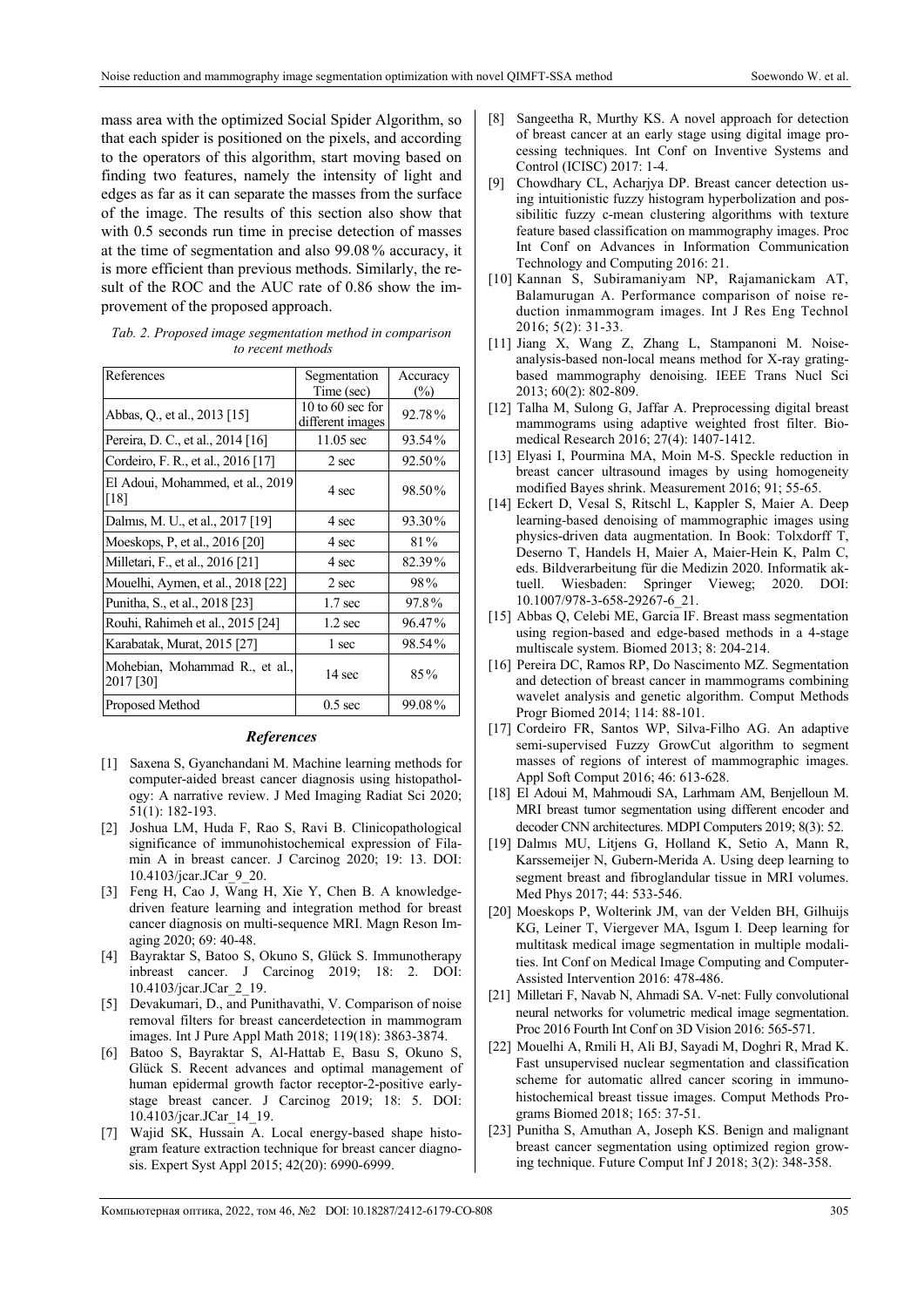mass area with the optimized Social Spider Algorithm, so that each spider is positioned on the pixels, and according to the operators of this algorithm, start moving based on finding two features, namely the intensity of light and edges as far as it can separate the masses from the surface of the image. The results of this section also show that with 0.5 seconds run time in precise detection of masses at the time of segmentation and also 99.08 % accuracy, it is more efficient than previous methods. Similarly, the result of the ROC and the AUC rate of 0.86 show the improvement of the proposed approach.

*Tab. 2. Proposed image segmentation method in comparison to recent methods*

| References | Segmentation Time (sec) | Accuracy (%) |
|---|---|---|
| Abbas, Q., et al., 2013 [15] | 10 to 60 sec for different images | 92.78 % |
| Pereira, D. C., et al., 2014 [16] | 11.05 sec | 93.54 % |
| Cordeiro, F. R., et al., 2016 [17] | 2 sec | 92.50 % |
| El Adoui, Mohammed, et al., 2019 [18] | 4 sec | 98.50 % |
| Dalmıs, M. U., et al., 2017 [19] | 4 sec | 93.30 % |
| Moeskops, P, et al., 2016 [20] | 4 sec | 81 % |
| Milletari, F., et al., 2016 [21] | 4 sec | 82.39 % |
| Mouelhi, Aymen, et al., 2018 [22] | 2 sec | 98 % |
| Punitha, S., et al., 2018 [23] | 1.7 sec | 97.8 % |
| Rouhi, Rahimeh et al., 2015 [24] | 1.2 sec | 96.47 % |
| Karabatak, Murat, 2015 [27] | 1 sec | 98.54 % |
| Mohebian, Mohammad R., et al., 2017 [30] | 14 sec | 85 % |
| Proposed Method | 0.5 sec | 99.08 % |

## *References*

[1] Saxena S, Gyanchandani M. Machine learning methods for computer-aided breast cancer diagnosis using histopathology: A narrative review. J Med Imaging Radiat Sci 2020; 51(1): 182-193.

[2] Joshua LM, Huda F, Rao S, Ravi B. Clinicopathological significance of immunohistochemical expression of Filamin A in breast cancer. J Carcinog 2020; 19: 13. DOI: 10.4103/jcar.JCar_9_20.

[3] Feng H, Cao J, Wang H, Xie Y, Chen B. A knowledge-driven feature learning and integration method for breast cancer diagnosis on multi-sequence MRI. Magn Reson Imaging 2020; 69: 40-48.

[4] Bayraktar S, Batoo S, Okuno S, Glück S. Immunotherapy inbreast cancer. J Carcinog 2019; 18: 2. DOI: 10.4103/jcar.JCar_2_19.

[5] Devakumari, D., and Punithavathi, V. Comparison of noise removal filters for breast cancerdetection in mammogram images. Int J Pure Appl Math 2018; 119(18): 3863-3874.

[6] Batoo S, Bayraktar S, Al-Hattab E, Basu S, Okuno S, Glück S. Recent advances and optimal management of human epidermal growth factor receptor-2-positive early-stage breast cancer. J Carcinog 2019; 18: 5. DOI: 10.4103/jcar.JCar_14_19.

[7] Wajid SK, Hussain A. Local energy-based shape histogram feature extraction technique for breast cancer diagnosis. Expert Syst Appl 2015; 42(20): 6990-6999.

[8] Sangeetha R, Murthy KS. A novel approach for detection of breast cancer at an early stage using digital image processing techniques. Int Conf on Inventive Systems and Control (ICISC) 2017: 1-4.

[9] Chowdhary CL, Acharjya DP. Breast cancer detection using intuitionistic fuzzy histogram hyperbolization and possibilitic fuzzy c-mean clustering algorithms with texture feature based classification on mammography images. Proc Int Conf on Advances in Information Communication Technology and Computing 2016: 21.

[10] Kannan S, Subiramaniyam NP, Rajamanickam AT, Balamurugan A. Performance comparison of noise reduction inmammogram images. Int J Res Eng Technol 2016; 5(2): 31-33.

[11] Jiang X, Wang Z, Zhang L, Stampanoni M. Noise-analysis-based non-local means method for X-ray grating-based mammography denoising. IEEE Trans Nucl Sci 2013; 60(2): 802-809.

[12] Talha M, Sulong G, Jaffar A. Preprocessing digital breast mammograms using adaptive weighted frost filter. Biomedical Research 2016; 27(4): 1407-1412.

[13] Elyasi I, Pourmina MA, Moin M-S. Speckle reduction in breast cancer ultrasound images by using homogeneity modified Bayes shrink. Measurement 2016; 91; 55-65.

[14] Eckert D, Vesal S, Ritschl L, Kappler S, Maier A. Deep learning-based denoising of mammographic images using physics-driven data augmentation. In Book: Tolxdorff T, Deserno T, Handels H, Maier A, Maier-Hein K, Palm C, eds. Bildverarbeitung für die Medizin 2020. Informatik aktuell. Wiesbaden: Springer Vieweg; 2020. DOI: 10.1007/978-3-658-29267-6_21.

[15] Abbas Q, Celebi ME, Garcia IF. Breast mass segmentation using region-based and edge-based methods in a 4-stage multiscale system. Biomed 2013; 8: 204-214.

[16] Pereira DC, Ramos RP, Do Nascimento MZ. Segmentation and detection of breast cancer in mammograms combining wavelet analysis and genetic algorithm. Comput Methods Progr Biomed 2014; 114: 88-101.

[17] Cordeiro FR, Santos WP, Silva-Filho AG. An adaptive semi-supervised Fuzzy GrowCut algorithm to segment masses of regions of interest of mammographic images. Appl Soft Comput 2016; 46: 613-628.

[18] El Adoui M, Mahmoudi SA, Larhmam AM, Benjelloun M. MRI breast tumor segmentation using different encoder and decoder CNN architectures. MDPI Computers 2019; 8(3): 52.

[19] Dalmıs MU, Litjens G, Holland K, Setio A, Mann R, Karssemeijer N, Gubern-Merida A. Using deep learning to segment breast and fibroglandular tissue in MRI volumes. Med Phys 2017; 44: 533-546.

[20] Moeskops P, Wolterink JM, van der Velden BH, Gilhuijs KG, Leiner T, Viergever MA, Isgum I. Deep learning for multitask medical image segmentation in multiple modalities. Int Conf on Medical Image Computing and Computer-Assisted Intervention 2016: 478-486.

[21] Milletari F, Navab N, Ahmadi SA. V-net: Fully convolutional neural networks for volumetric medical image segmentation. Proc 2016 Fourth Int Conf on 3D Vision 2016: 565-571.

[22] Mouelhi A, Rmili H, Ali BJ, Sayadi M, Doghri R, Mrad K. Fast unsupervised nuclear segmentation and classification scheme for automatic allred cancer scoring in immunohistochemical breast tissue images. Comput Methods Programs Biomed 2018; 165: 37-51.

[23] Punitha S, Amuthan A, Joseph KS. Benign and malignant breast cancer segmentation using optimized region growing technique. Future Comput Inf J 2018; 3(2): 348-358.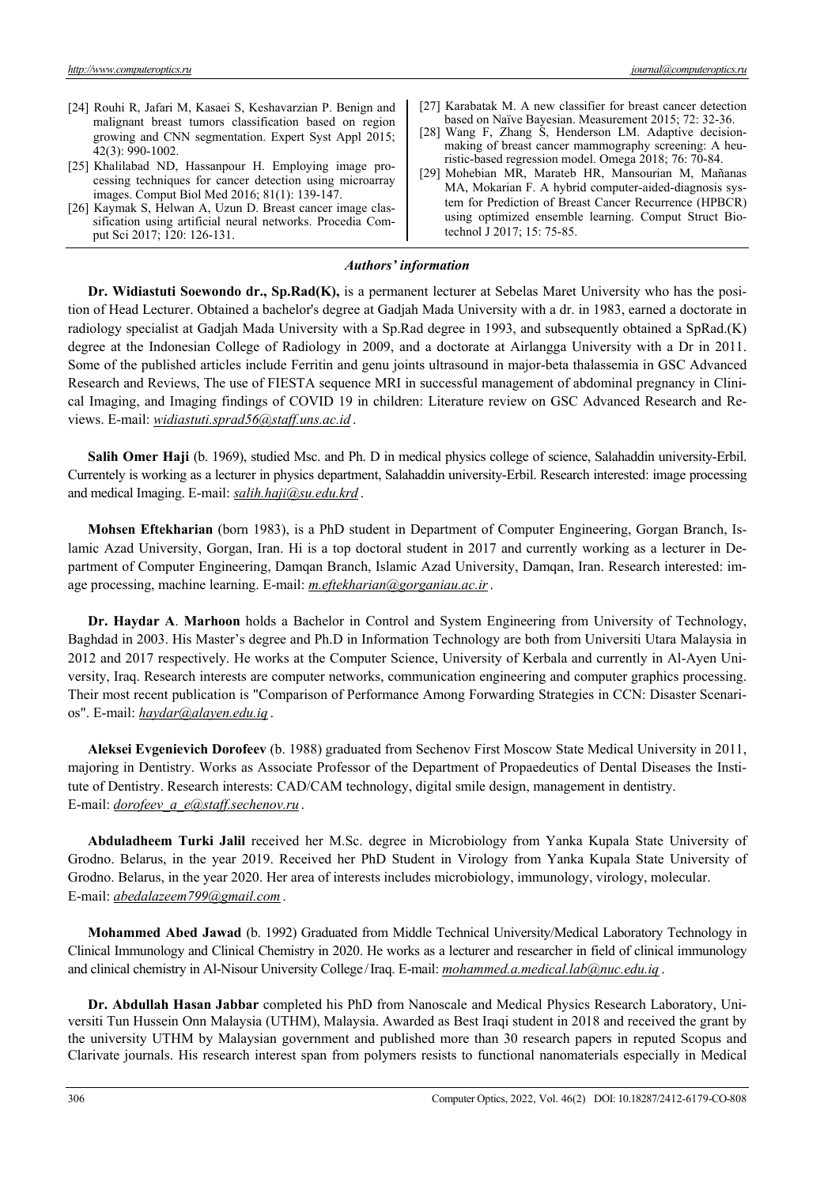[24] Rouhi R, Jafari M, Kasaei S, Keshavarzian P. Benign and malignant breast tumors classification based on region growing and CNN segmentation. Expert Syst Appl 2015; 42(3): 990-1002.

[25] Khalilabad ND, Hassanpour H. Employing image processing techniques for cancer detection using microarray images. Comput Biol Med 2016; 81(1): 139-147.

[26] Kaymak S, Helwan A, Uzun D. Breast cancer image classification using artificial neural networks. Procedia Comput Sci 2017; 120: 126-131.

[27] Karabatak M. A new classifier for breast cancer detection based on Naïve Bayesian. Measurement 2015; 72: 32-36.

[28] Wang F, Zhang S, Henderson LM. Adaptive decision-making of breast cancer mammography screening: A heuristic-based regression model. Omega 2018; 76: 70-84.

[29] Mohebian MR, Marateb HR, Mansourian M, Mañanas MA, Mokarian F. A hybrid computer-aided-diagnosis system for Prediction of Breast Cancer Recurrence (HPBCR) using optimized ensemble learning. Comput Struct Biotechnol J 2017; 15: 75-85.

## *Authors' information*

**Dr. Widiastuti Soewondo dr., Sp.Rad(K),** is a permanent lecturer at Sebelas Maret University who has the position of Head Lecturer. Obtained a bachelor's degree at Gadjah Mada University with a dr. in 1983, earned a doctorate in radiology specialist at Gadjah Mada University with a Sp.Rad degree in 1993, and subsequently obtained a SpRad.(K) degree at the Indonesian College of Radiology in 2009, and a doctorate at Airlangga University with a Dr in 2011. Some of the published articles include Ferritin and genu joints ultrasound in major-beta thalassemia in GSC Advanced Research and Reviews, The use of FIESTA sequence MRI in successful management of abdominal pregnancy in Clinical Imaging, and Imaging findings of COVID 19 in children: Literature review on GSC Advanced Research and Reviews. E-mail: *widiastuti.sprad56@staff.uns.ac.id* .

**Salih Omer Haji** (b. 1969), studied Msc. and Ph. D in medical physics college of science, Salahaddin university-Erbil. Currentely is working as a lecturer in physics department, Salahaddin university-Erbil. Research interested: image processing and medical Imaging. E-mail: *salih.haji@su.edu.krd* .

**Mohsen Eftekharian** (born 1983), is a PhD student in Department of Computer Engineering, Gorgan Branch, Islamic Azad University, Gorgan, Iran. Hi is a top doctoral student in 2017 and currently working as a lecturer in Department of Computer Engineering, Damqan Branch, Islamic Azad University, Damqan, Iran. Research interested: image processing, machine learning. E-mail: *m.eftekharian@gorganiau.ac.ir* .

**Dr. Haydar A**. **Marhoon** holds a Bachelor in Control and System Engineering from University of Technology, Baghdad in 2003. His Master's degree and Ph.D in Information Technology are both from Universiti Utara Malaysia in 2012 and 2017 respectively. He works at the Computer Science, University of Kerbala and currently in Al-Ayen University, Iraq. Research interests are computer networks, communication engineering and computer graphics processing. Their most recent publication is "Comparison of Performance Among Forwarding Strategies in CCN: Disaster Scenarios". E-mail: *haydar@alayen.edu.iq* .

**Aleksei Evgenievich Dorofeev** (b. 1988) graduated from Sechenov First Moscow State Medical University in 2011, majoring in Dentistry. Works as Associate Professor of the Department of Propaedeutics of Dental Diseases the Institute of Dentistry. Research interests: CAD/CAM technology, digital smile design, management in dentistry. E-mail: *dorofeev_a_e@staff.sechenov.ru* .

**Abduladheem Turki Jalil** received her M.Sc. degree in Microbiology from Yanka Kupala State University of Grodno. Belarus, in the year 2019. Received her PhD Student in Virology from Yanka Kupala State University of Grodno. Belarus, in the year 2020. Her area of interests includes microbiology, immunology, virology, molecular. E-mail: *abedalazeem799@gmail.com* .

**Mohammed Abed Jawad** (b. 1992) Graduated from Middle Technical University/Medical Laboratory Technology in Clinical Immunology and Clinical Chemistry in 2020. He works as a lecturer and researcher in field of clinical immunology and clinical chemistry in Al-Nisour University College / Iraq. E-mail: *mohammed.a.medical.lab@nuc.edu.iq* .

**Dr. Abdullah Hasan Jabbar** completed his PhD from Nanoscale and Medical Physics Research Laboratory, Universiti Tun Hussein Onn Malaysia (UTHM), Malaysia. Awarded as Best Iraqi student in 2018 and received the grant by the university UTHM by Malaysian government and published more than 30 research papers in reputed Scopus and Clarivate journals. His research interest span from polymers resists to functional nanomaterials especially in Medical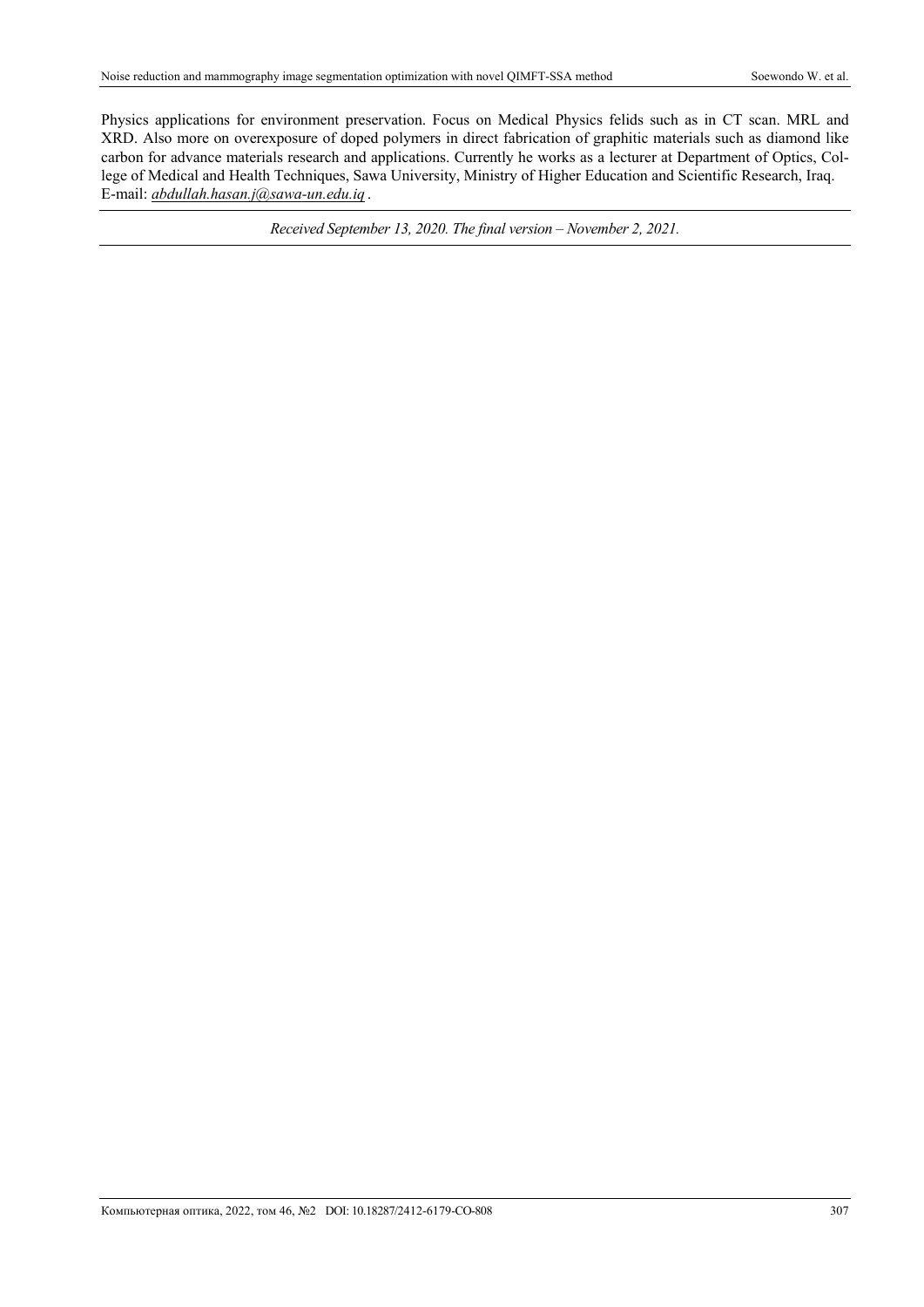Physics applications for environment preservation. Focus on Medical Physics felids such as in CT scan. MRL and XRD. Also more on overexposure of doped polymers in direct fabrication of graphitic materials such as diamond like carbon for advance materials research and applications. Currently he works as a lecturer at Department of Optics, College of Medical and Health Techniques, Sawa University, Ministry of Higher Education and Scientific Research, Iraq. E-mail: abdullah.hasan.j@sawa-un.edu.iq .

*Received September 13, 2020. The final version – November 2, 2021.*